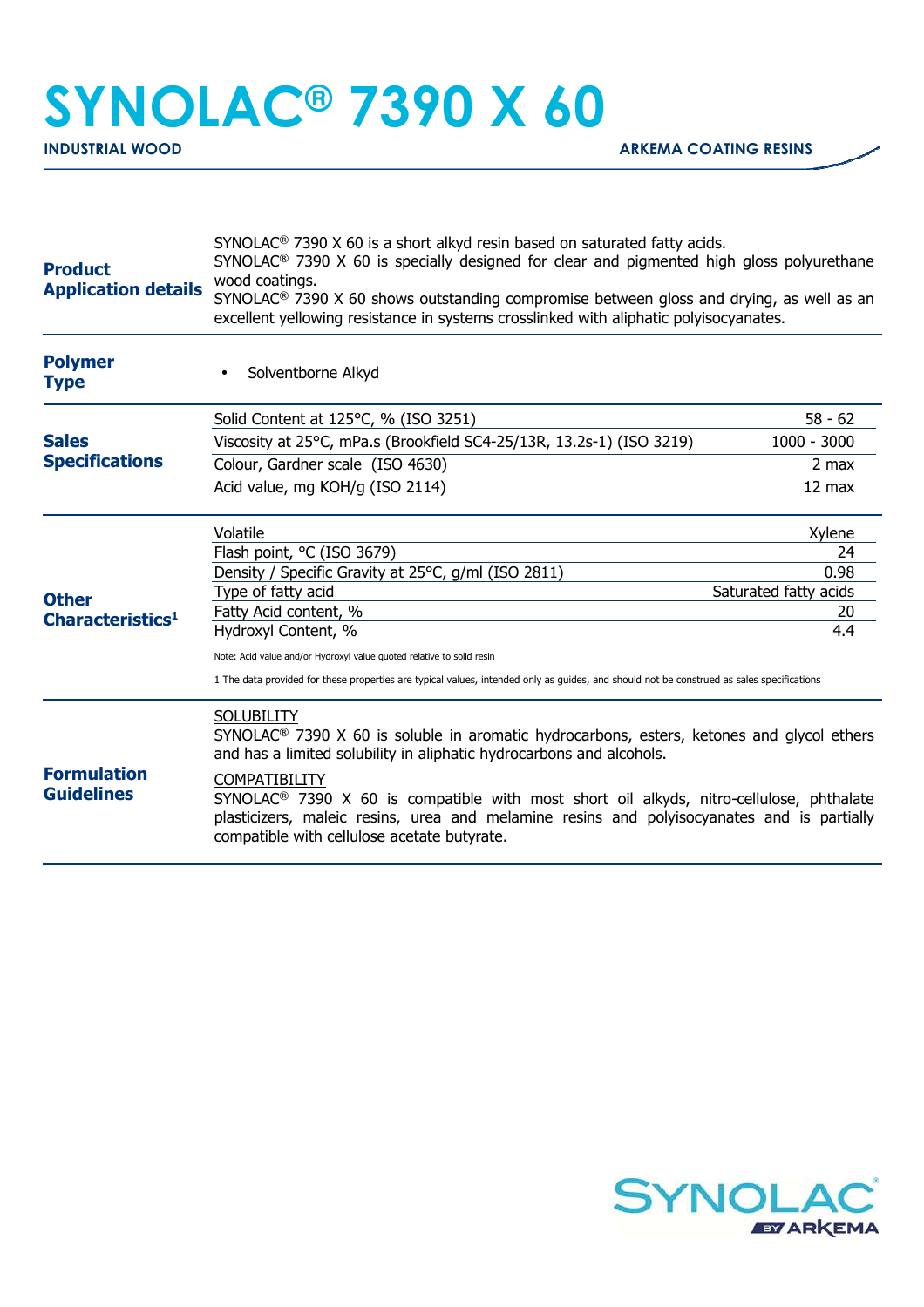# SYNOLAC® 7390 X 60

**INDUSTRIAL WOOD** — **ARKEMA COATING RESINS**

## Product Application details

SYNOLAC® 7390 X 60 is a short alkyd resin based on saturated fatty acids.
SYNOLAC® 7390 X 60 is specially designed for clear and pigmented high gloss polyurethane wood coatings.
SYNOLAC® 7390 X 60 shows outstanding compromise between gloss and drying, as well as an excellent yellowing resistance in systems crosslinked with aliphatic polyisocyanates.

## Polymer Type

- Solventborne Alkyd

## Sales Specifications

| Property | Value |
|---|---|
| Solid Content at 125°C, % (ISO 3251) | 58 - 62 |
| Viscosity at 25°C, mPa.s (Brookfield SC4-25/13R, 13.2s-1) (ISO 3219) | 1000 - 3000 |
| Colour, Gardner scale (ISO 4630) | 2 max |
| Acid value, mg KOH/g (ISO 2114) | 12 max |

## Other Characteristics[1]

| Property | Value |
|---|---|
| Volatile | Xylene |
| Flash point, °C (ISO 3679) | 24 |
| Density / Specific Gravity at 25°C, g/ml (ISO 2811) | 0.98 |
| Type of fatty acid | Saturated fatty acids |
| Fatty Acid content, % | 20 |
| Hydroxyl Content, % | 4.4 |

Note: Acid value and/or Hydroxyl value quoted relative to solid resin

1 The data provided for these properties are typical values, intended only as guides, and should not be construed as sales specifications

## Formulation Guidelines

SOLUBILITY
SYNOLAC® 7390 X 60 is soluble in aromatic hydrocarbons, esters, ketones and glycol ethers and has a limited solubility in aliphatic hydrocarbons and alcohols.

COMPATIBILITY
SYNOLAC® 7390 X 60 is compatible with most short oil alkyds, nitro-cellulose, phthalate plasticizers, maleic resins, urea and melamine resins and polyisocyanates and is partially compatible with cellulose acetate butyrate.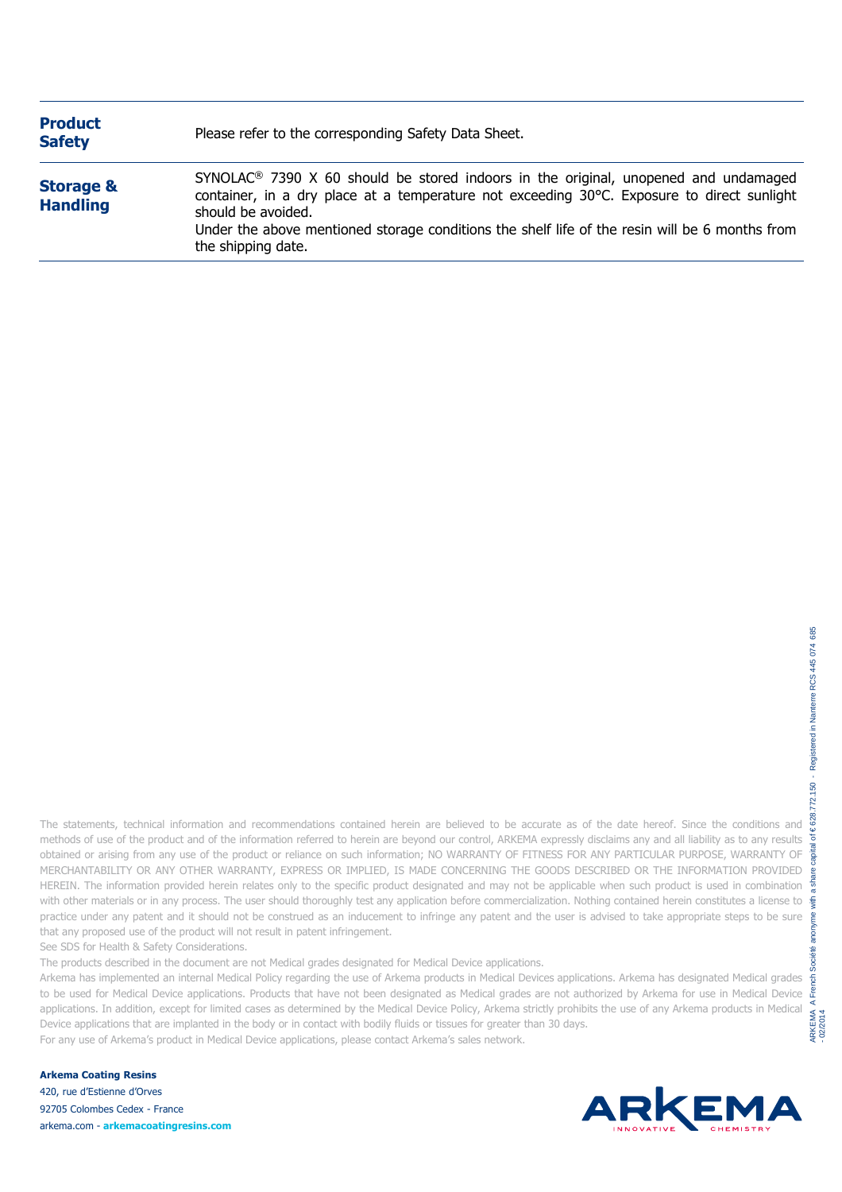| | |
|---|---|
| **Product Safety** | Please refer to the corresponding Safety Data Sheet. |
| **Storage & Handling** | SYNOLAC® 7390 X 60 should be stored indoors in the original, unopened and undamaged container, in a dry place at a temperature not exceeding 30°C. Exposure to direct sunlight should be avoided.<br>Under the above mentioned storage conditions the shelf life of the resin will be 6 months from the shipping date. |

The statements, technical information and recommendations contained herein are believed to be accurate as of the date hereof. Since the conditions and methods of use of the product and of the information referred to herein are beyond our control, ARKEMA expressly disclaims any and all liability as to any results obtained or arising from any use of the product or reliance on such information; NO WARRANTY OF FITNESS FOR ANY PARTICULAR PURPOSE, WARRANTY OF MERCHANTABILITY OR ANY OTHER WARRANTY, EXPRESS OR IMPLIED, IS MADE CONCERNING THE GOODS DESCRIBED OR THE INFORMATION PROVIDED HEREIN. The information provided herein relates only to the specific product designated and may not be applicable when such product is used in combination with other materials or in any process. The user should thoroughly test any application before commercialization. Nothing contained herein constitutes a license to practice under any patent and it should not be construed as an inducement to infringe any patent and the user is advised to take appropriate steps to be sure that any proposed use of the product will not result in patent infringement.
See SDS for Health & Safety Considerations.

The products described in the document are not Medical grades designated for Medical Device applications.
Arkema has implemented an internal Medical Policy regarding the use of Arkema products in Medical Devices applications. Arkema has designated Medical grades to be used for Medical Device applications. Products that have not been designated as Medical grades are not authorized by Arkema for use in Medical Device applications. In addition, except for limited cases as determined by the Medical Device Policy, Arkema strictly prohibits the use of any Arkema products in Medical Device applications that are implanted in the body or in contact with bodily fluids or tissues for greater than 30 days.
For any use of Arkema's product in Medical Device applications, please contact Arkema's sales network.

ARKEMA A French Société anonyme with a share capital of € 628 772 150 - Registered in Nanterre RCS 445 074 685 - 02/2014

**Arkema Coating Resins**
420, rue d'Estienne d'Orves
92705 Colombes Cedex - France
arkema.com - **arkemacoatingresins.com**

ARKEMA INNOVATIVE CHEMISTRY